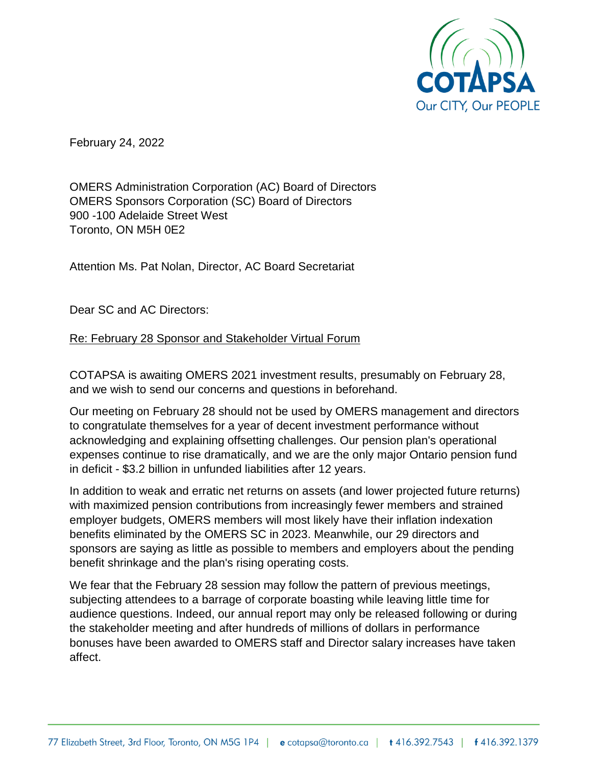COTAPSA

Our CITY, Our PEOPLE

February 24, 2022

OMERS Administration Corporation (AC) Board of Directors
OMERS Sponsors Corporation (SC) Board of Directors
900 -100 Adelaide Street West
Toronto, ON M5H 0E2

Attention Ms. Pat Nolan, Director, AC Board Secretariat

Dear SC and AC Directors:

Re: February 28 Sponsor and Stakeholder Virtual Forum

COTAPSA is awaiting OMERS 2021 investment results, presumably on February 28, and we wish to send our concerns and questions in beforehand.

Our meeting on February 28 should not be used by OMERS management and directors to congratulate themselves for a year of decent investment performance without acknowledging and explaining offsetting challenges. Our pension plan's operational expenses continue to rise dramatically, and we are the only major Ontario pension fund in deficit - $3.2 billion in unfunded liabilities after 12 years.

In addition to weak and erratic net returns on assets (and lower projected future returns) with maximized pension contributions from increasingly fewer members and strained employer budgets, OMERS members will most likely have their inflation indexation benefits eliminated by the OMERS SC in 2023. Meanwhile, our 29 directors and sponsors are saying as little as possible to members and employers about the pending benefit shrinkage and the plan's rising operating costs.

We fear that the February 28 session may follow the pattern of previous meetings, subjecting attendees to a barrage of corporate boasting while leaving little time for audience questions. Indeed, our annual report may only be released following or during the stakeholder meeting and after hundreds of millions of dollars in performance bonuses have been awarded to OMERS staff and Director salary increases have taken affect.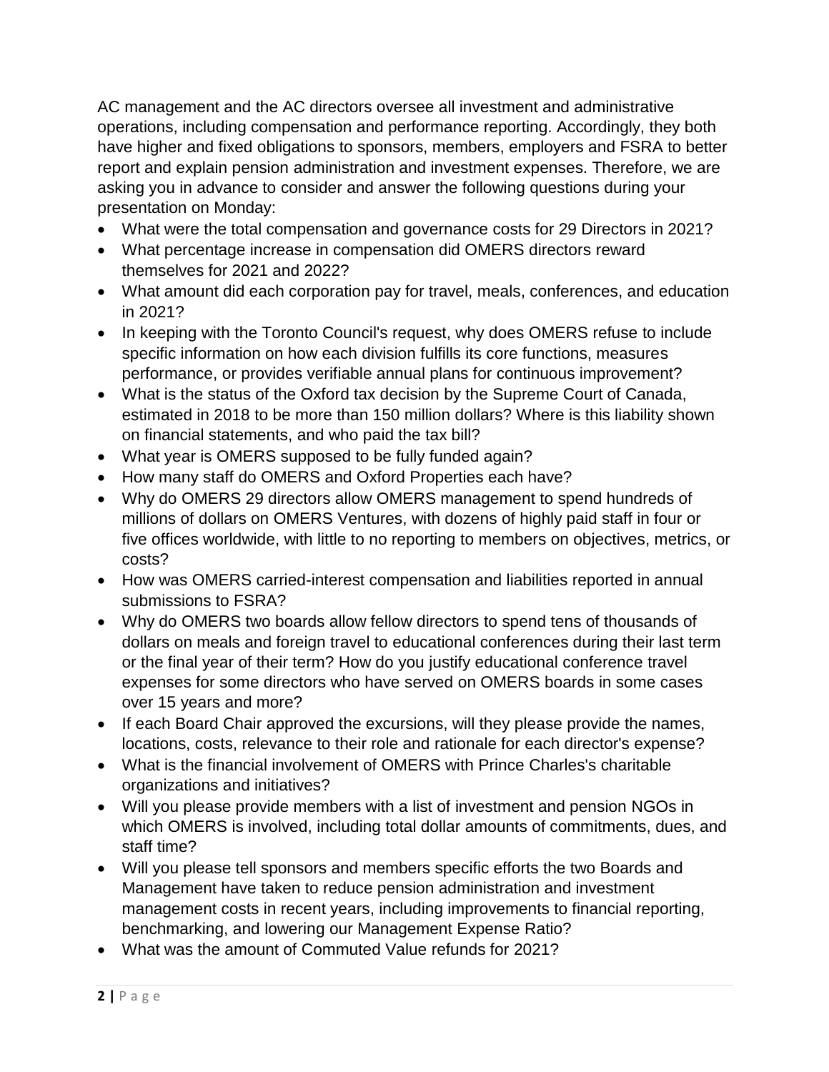AC management and the AC directors oversee all investment and administrative operations, including compensation and performance reporting. Accordingly, they both have higher and fixed obligations to sponsors, members, employers and FSRA to better report and explain pension administration and investment expenses. Therefore, we are asking you in advance to consider and answer the following questions during your presentation on Monday:

- What were the total compensation and governance costs for 29 Directors in 2021?
- What percentage increase in compensation did OMERS directors reward themselves for 2021 and 2022?
- What amount did each corporation pay for travel, meals, conferences, and education in 2021?
- In keeping with the Toronto Council's request, why does OMERS refuse to include specific information on how each division fulfills its core functions, measures performance, or provides verifiable annual plans for continuous improvement?
- What is the status of the Oxford tax decision by the Supreme Court of Canada, estimated in 2018 to be more than 150 million dollars? Where is this liability shown on financial statements, and who paid the tax bill?
- What year is OMERS supposed to be fully funded again?
- How many staff do OMERS and Oxford Properties each have?
- Why do OMERS 29 directors allow OMERS management to spend hundreds of millions of dollars on OMERS Ventures, with dozens of highly paid staff in four or five offices worldwide, with little to no reporting to members on objectives, metrics, or costs?
- How was OMERS carried-interest compensation and liabilities reported in annual submissions to FSRA?
- Why do OMERS two boards allow fellow directors to spend tens of thousands of dollars on meals and foreign travel to educational conferences during their last term or the final year of their term? How do you justify educational conference travel expenses for some directors who have served on OMERS boards in some cases over 15 years and more?
- If each Board Chair approved the excursions, will they please provide the names, locations, costs, relevance to their role and rationale for each director's expense?
- What is the financial involvement of OMERS with Prince Charles's charitable organizations and initiatives?
- Will you please provide members with a list of investment and pension NGOs in which OMERS is involved, including total dollar amounts of commitments, dues, and staff time?
- Will you please tell sponsors and members specific efforts the two Boards and Management have taken to reduce pension administration and investment management costs in recent years, including improvements to financial reporting, benchmarking, and lowering our Management Expense Ratio?
- What was the amount of Commuted Value refunds for 2021?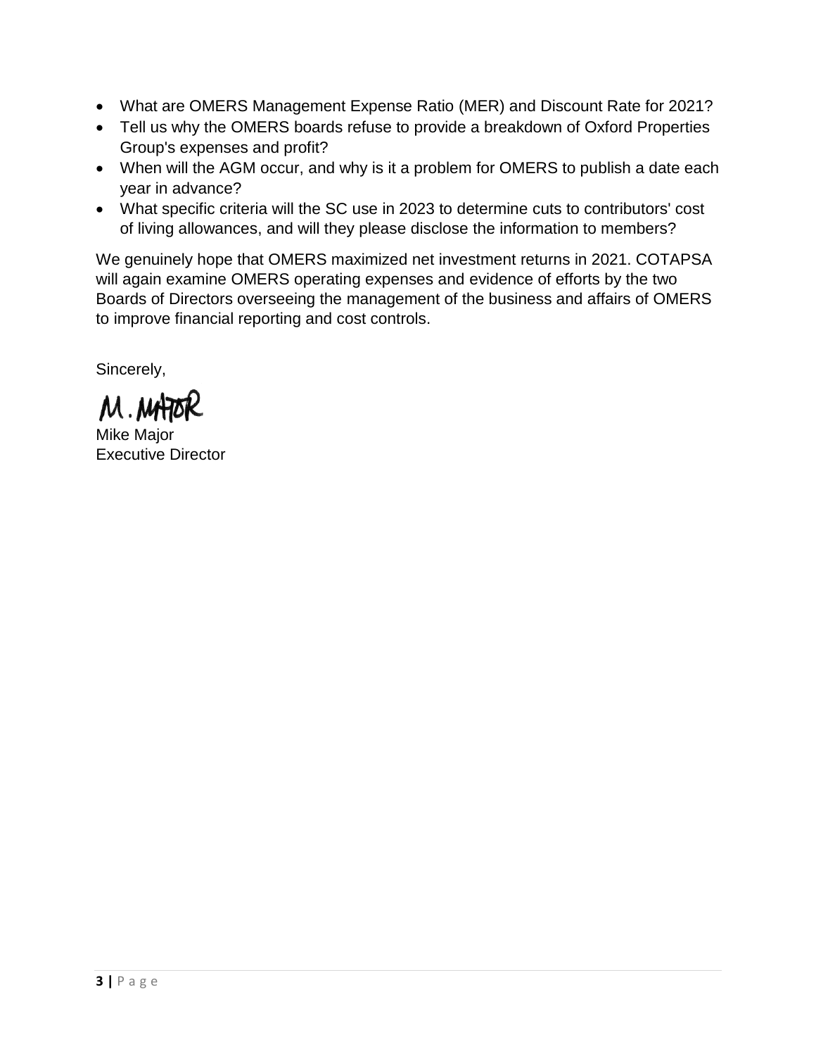- What are OMERS Management Expense Ratio (MER) and Discount Rate for 2021?
- Tell us why the OMERS boards refuse to provide a breakdown of Oxford Properties Group's expenses and profit?
- When will the AGM occur, and why is it a problem for OMERS to publish a date each year in advance?
- What specific criteria will the SC use in 2023 to determine cuts to contributors' cost of living allowances, and will they please disclose the information to members?

We genuinely hope that OMERS maximized net investment returns in 2021. COTAPSA will again examine OMERS operating expenses and evidence of efforts by the two Boards of Directors overseeing the management of the business and affairs of OMERS to improve financial reporting and cost controls.

Sincerely,

M. MAJOR

Mike Major
Executive Director